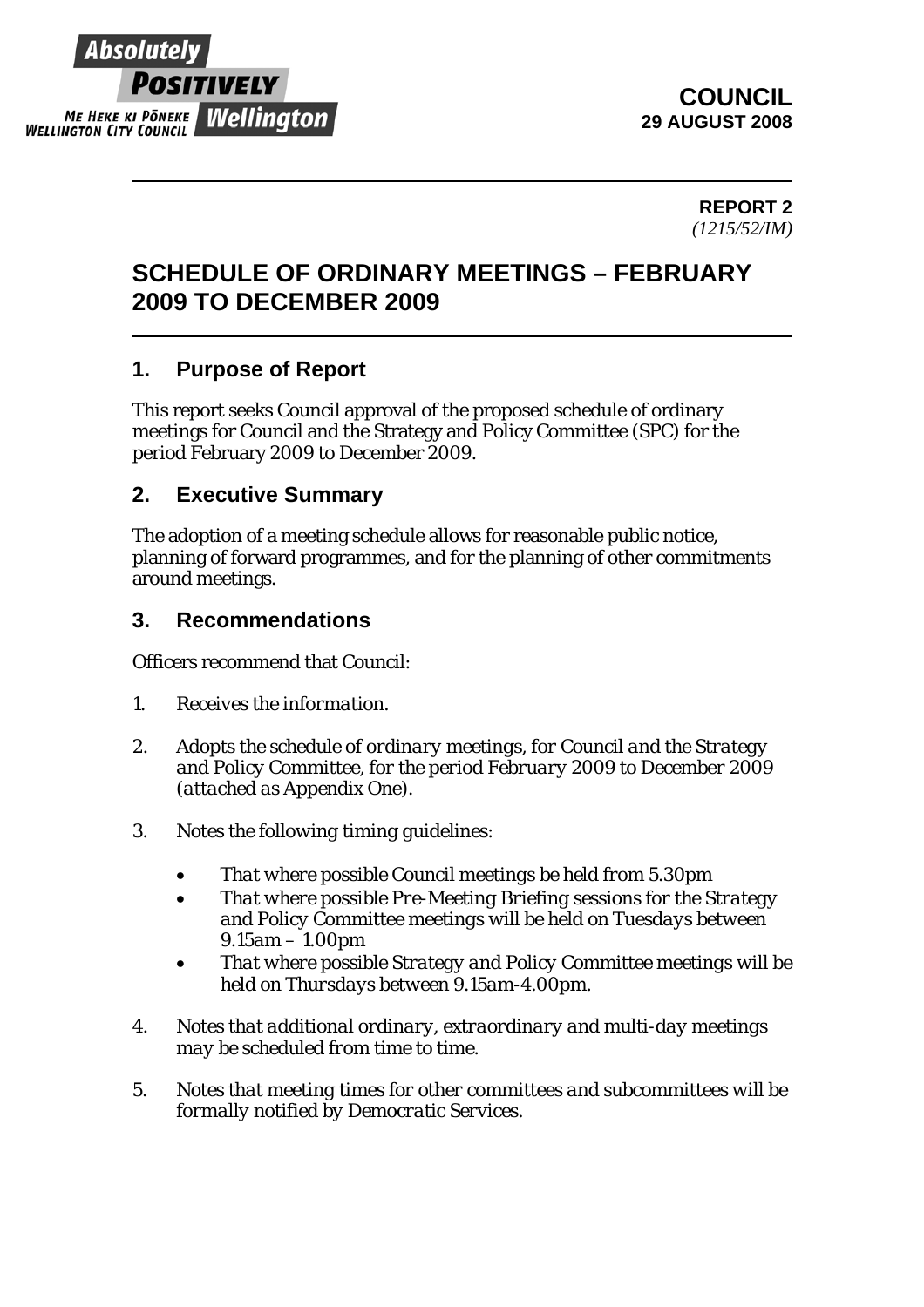**COUNCIL**
**29 AUGUST 2008**

**REPORT 2**
*(1215/52/IM)*

# SCHEDULE OF ORDINARY MEETINGS – FEBRUARY 2009 TO DECEMBER 2009

## 1. Purpose of Report

This report seeks Council approval of the proposed schedule of ordinary meetings for Council and the Strategy and Policy Committee (SPC) for the period February 2009 to December 2009.

## 2. Executive Summary

The adoption of a meeting schedule allows for reasonable public notice, planning of forward programmes, and for the planning of other commitments around meetings.

## 3. Recommendations

Officers recommend that Council:

1. *Receives the information.*

2. *Adopts the schedule of ordinary meetings, for Council and the Strategy and Policy Committee, for the period February 2009 to December 2009 (attached as Appendix One).*

3. *Notes the following timing guidelines:*

   - *That where possible Council meetings be held from 5.30pm*
   - *That where possible Pre-Meeting Briefing sessions for the Strategy and Policy Committee meetings will be held on Tuesdays between 9.15am – 1.00pm*
   - *That where possible Strategy and Policy Committee meetings will be held on Thursdays between 9.15am-4.00pm.*

4. *Notes that additional ordinary, extraordinary and multi-day meetings may be scheduled from time to time.*

5. *Notes that meeting times for other committees and subcommittees will be formally notified by Democratic Services.*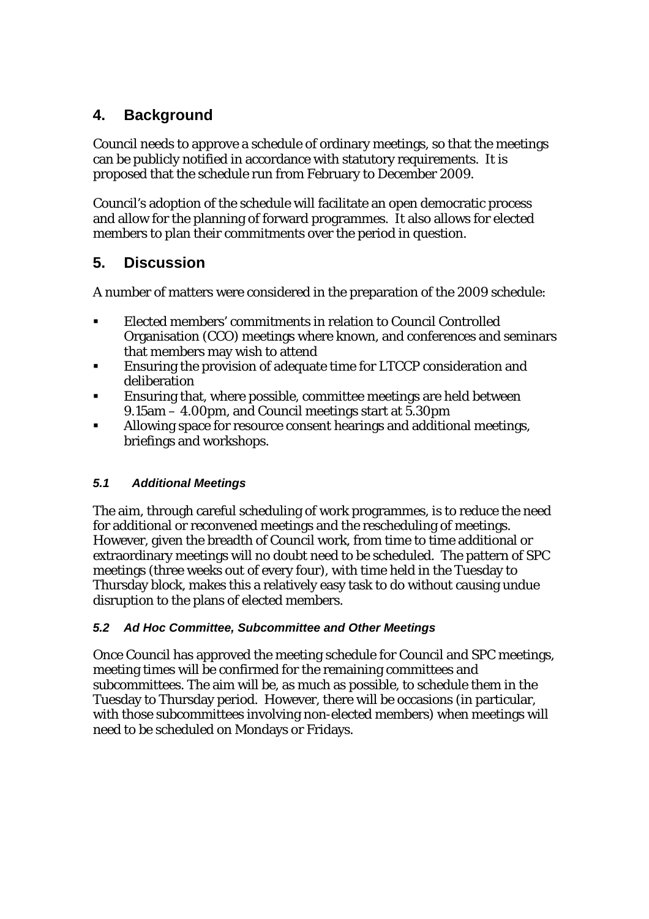## 4. Background

Council needs to approve a schedule of ordinary meetings, so that the meetings can be publicly notified in accordance with statutory requirements. It is proposed that the schedule run from February to December 2009.

Council's adoption of the schedule will facilitate an open democratic process and allow for the planning of forward programmes. It also allows for elected members to plan their commitments over the period in question.

## 5. Discussion

A number of matters were considered in the preparation of the 2009 schedule:

- Elected members' commitments in relation to Council Controlled Organisation (CCO) meetings where known, and conferences and seminars that members may wish to attend
- Ensuring the provision of adequate time for LTCCP consideration and deliberation
- Ensuring that, where possible, committee meetings are held between 9.15am – 4.00pm, and Council meetings start at 5.30pm
- Allowing space for resource consent hearings and additional meetings, briefings and workshops.

### *5.1 Additional Meetings*

The aim, through careful scheduling of work programmes, is to reduce the need for additional or reconvened meetings and the rescheduling of meetings. However, given the breadth of Council work, from time to time additional or extraordinary meetings will no doubt need to be scheduled. The pattern of SPC meetings (three weeks out of every four), with time held in the Tuesday to Thursday block, makes this a relatively easy task to do without causing undue disruption to the plans of elected members.

### *5.2 Ad Hoc Committee, Subcommittee and Other Meetings*

Once Council has approved the meeting schedule for Council and SPC meetings, meeting times will be confirmed for the remaining committees and subcommittees. The aim will be, as much as possible, to schedule them in the Tuesday to Thursday period. However, there will be occasions (in particular, with those subcommittees involving non-elected members) when meetings will need to be scheduled on Mondays or Fridays.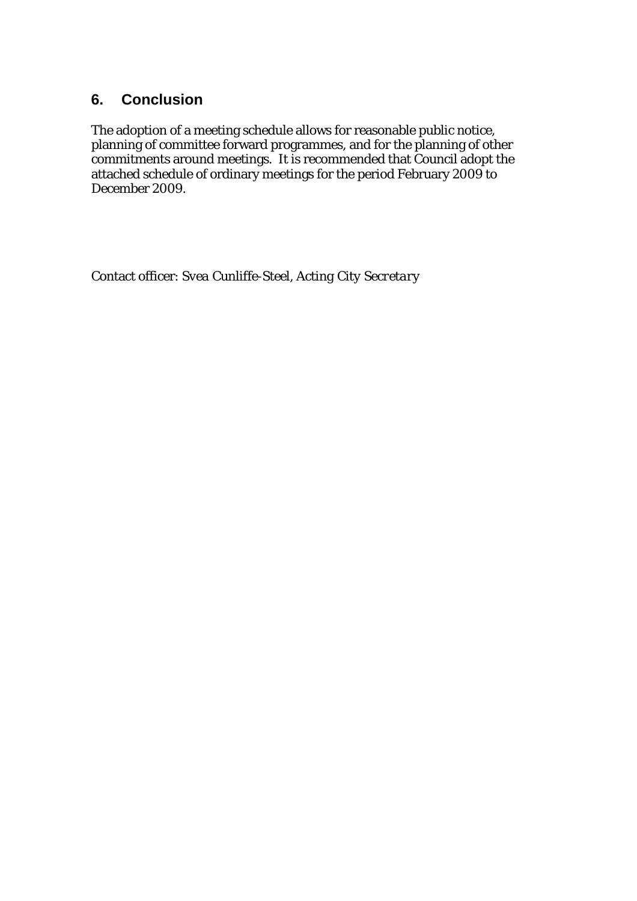## 6. Conclusion

The adoption of a meeting schedule allows for reasonable public notice, planning of committee forward programmes, and for the planning of other commitments around meetings. It is recommended that Council adopt the attached schedule of ordinary meetings for the period February 2009 to December 2009.

Contact officer: Svea Cunliffe-Steel, *Acting City Secretary*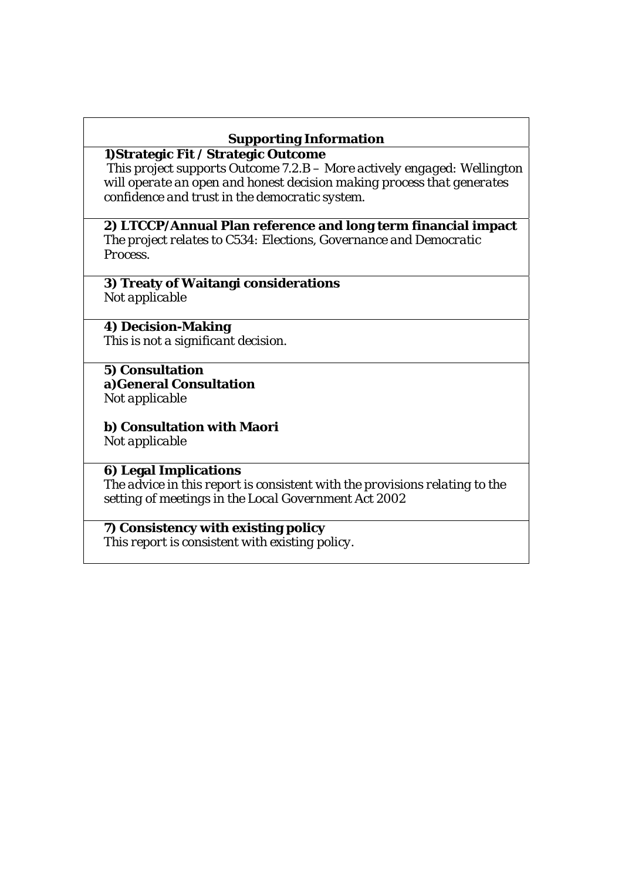## Supporting Information

**1)Strategic Fit / Strategic Outcome**

*This project supports Outcome 7.2.B – More actively engaged: Wellington will operate an open and honest decision making process that generates confidence and trust in the democratic system.*

**2) LTCCP/Annual Plan reference and long term financial impact**

*The project relates to C534: Elections, Governance and Democratic Process.*

**3) Treaty of Waitangi considerations**

*Not applicable*

**4) Decision-Making**

*This is not a significant decision.*

**5) Consultation**

**a)General Consultation**

*Not applicable*

**b) Consultation with Maori**

*Not applicable*

**6) Legal Implications**

*The advice in this report is consistent with the provisions relating to the setting of meetings in the Local Government Act 2002*

**7) Consistency with existing policy**

*This report is consistent with existing policy.*